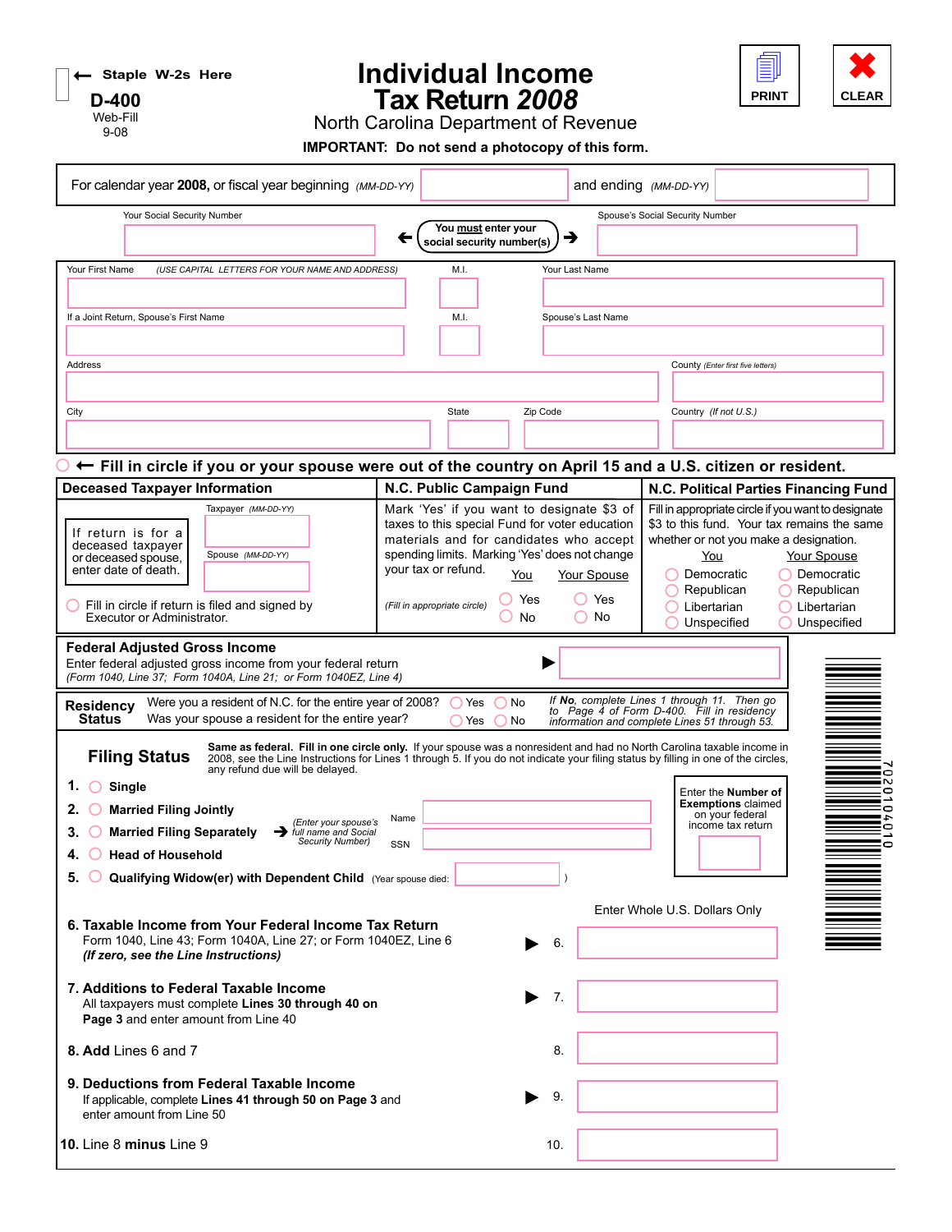← Staple W-2s Here

**D-400**
Web-Fill
9-08

# Individual Income Tax Return *2008*

North Carolina Department of Revenue

**IMPORTANT: Do not send a photocopy of this form.**

PRINT | CLEAR

For calendar year **2008**, or fiscal year beginning *(MM-DD-YY)* ____ and ending *(MM-DD-YY)* ____

Your Social Security Number ____ ← **You must enter your social security number(s)** → Spouse's Social Security Number ____

Your First Name *(USE CAPITAL LETTERS FOR YOUR NAME AND ADDRESS)* ____ M.I. ____ Your Last Name ____

If a Joint Return, Spouse's First Name ____ M.I. ____ Spouse's Last Name ____

Address ____ County *(Enter first five letters)* ____

City ____ State ____ Zip Code ____ Country *(If not U.S.)* ____

○ ← **Fill in circle if you or your spouse were out of the country on April 15 and a U.S. citizen or resident.**

## Deceased Taxpayer Information

If return is for a deceased taxpayer or deceased spouse, enter date of death.

Taxpayer *(MM-DD-YY)* ____

Spouse *(MM-DD-YY)* ____

○ Fill in circle if return is filed and signed by Executor or Administrator.

## N.C. Public Campaign Fund

Mark 'Yes' if you want to designate $3 of taxes to this special Fund for voter education materials and for candidates who accept spending limits. Marking 'Yes' does not change your tax or refund.

*(Fill in appropriate circle)*

| | You | Your Spouse |
|---|---|---|
| Yes | ○ | ○ |
| No | ○ | ○ |

## N.C. Political Parties Financing Fund

Fill in appropriate circle if you want to designate $3 to this fund. Your tax remains the same whether or not you make a designation.

| You | Your Spouse |
|---|---|
| ○ Democratic | ○ Democratic |
| ○ Republican | ○ Republican |
| ○ Libertarian | ○ Libertarian |
| ○ Unspecified | ○ Unspecified |

## Federal Adjusted Gross Income

Enter federal adjusted gross income from your federal return
*(Form 1040, Line 37; Form 1040A, Line 21; or Form 1040EZ, Line 4)* ▶ ____

## Residency Status

Were you a resident of N.C. for the entire year of 2008? ○ Yes ○ No

Was your spouse a resident for the entire year? ○ Yes ○ No

*If **No**, complete Lines 1 through 11. Then go to Page 4 of Form D-400. Fill in residency information and complete Lines 51 through 53.*

## Filing Status

**Same as federal. Fill in one circle only.** If your spouse was a nonresident and had no North Carolina taxable income in 2008, see the Line Instructions for Lines 1 through 5. If you do not indicate your filing status by filling in one of the circles, any refund due will be delayed.

1. ○ **Single**
2. ○ **Married Filing Jointly**
3. ○ **Married Filing Separately** → *(Enter your spouse's full name and Social Security Number)* Name ____ SSN ____
4. ○ **Head of Household**
5. ○ **Qualifying Widow(er) with Dependent Child** *(Year spouse died:* ____ )

Enter the **Number of Exemptions** claimed on your federal income tax return ____

Enter Whole U.S. Dollars Only

**6. Taxable Income from Your Federal Income Tax Return**
Form 1040, Line 43; Form 1040A, Line 27; or Form 1040EZ, Line 6
***(If zero, see the Line Instructions)*** ▶ 6. ____

**7. Additions to Federal Taxable Income**
All taxpayers must complete **Lines 30 through 40 on Page 3** and enter amount from Line 40 ▶ 7. ____

**8. Add** Lines 6 and 7 8. ____

**9. Deductions from Federal Taxable Income**
If applicable, complete **Lines 41 through 50 on Page 3** and enter amount from Line 50 ▶ 9. ____

**10.** Line 8 **minus** Line 9 10. ____

702010401O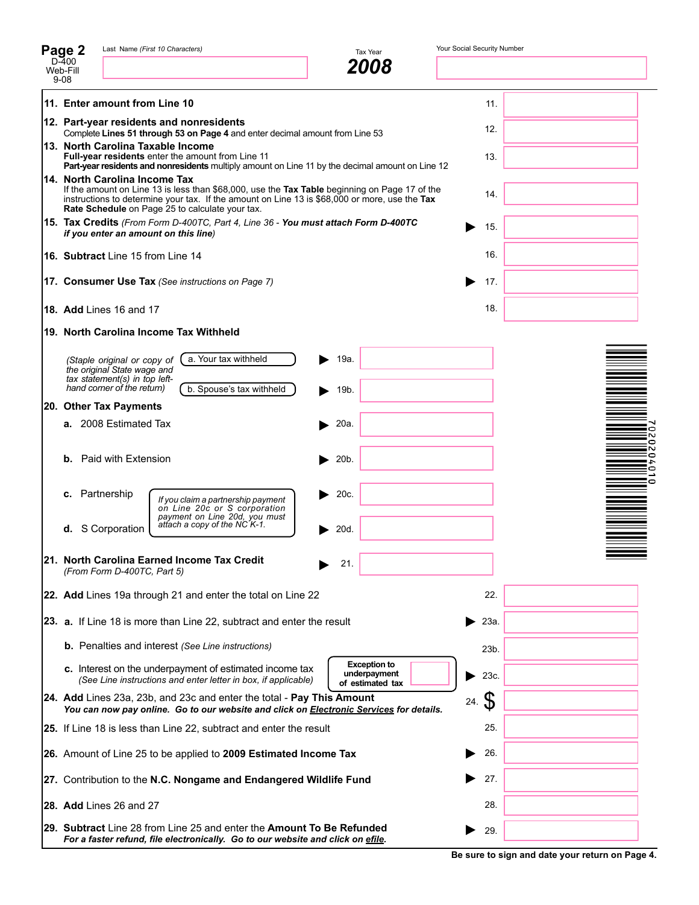**Page 2** D-400 Web-Fill 9-08

Last Name *(First 10 Characters)*

Tax Year **2008**

Your Social Security Number

**11. Enter amount from Line 10** 11.

**12. Part-year residents and nonresidents**
Complete **Lines 51 through 53 on Page 4** and enter decimal amount from Line 53 12.

**13. North Carolina Taxable Income**
**Full-year residents** enter the amount from Line 11
**Part-year residents and nonresidents** multiply amount on Line 11 by the decimal amount on Line 12 13.

**14. North Carolina Income Tax**
If the amount on Line 13 is less than $68,000, use the **Tax Table** beginning on Page 17 of the instructions to determine your tax. If the amount on Line 13 is $68,000 or more, use the **Tax Rate Schedule** on Page 25 to calculate your tax. 14.

**15. Tax Credits** *(From Form D-400TC, Part 4, Line 36 - **You must attach Form D-400TC if you enter an amount on this line**)* 15.

**16. Subtract** Line 15 from Line 14 16.

**17. Consumer Use Tax** *(See instructions on Page 7)* 17.

**18. Add** Lines 16 and 17 18.

**19. North Carolina Income Tax Withheld**

*(Staple original or copy of the original State wage and tax statement(s) in top left-hand corner of the return)*

a. Your tax withheld 19a.

b. Spouse's tax withheld 19b.

**20. Other Tax Payments**

**a.** 2008 Estimated Tax 20a.

**b.** Paid with Extension 20b.

**c.** Partnership 20c.

**d.** S Corporation 20d.

*If you claim a partnership payment on Line 20c or S corporation payment on Line 20d, you must attach a copy of the NC K-1.*

**21. North Carolina Earned Income Tax Credit** *(From Form D-400TC, Part 5)* 21.

**22. Add** Lines 19a through 21 and enter the total on Line 22 22.

**23. a.** If Line 18 is more than Line 22, subtract and enter the result 23a.

**b.** Penalties and interest *(See Line instructions)* 23b.

**c.** Interest on the underpayment of estimated income tax *(See Line instructions and enter letter in box, if applicable)* **Exception to underpayment of estimated tax** 23c.

**24. Add** Lines 23a, 23b, and 23c and enter the total - **Pay This Amount**
***You can now pay online. Go to our website and click on Electronic Services for details.*** 24. $

**25.** If Line 18 is less than Line 22, subtract and enter the result 25.

**26.** Amount of Line 25 to be applied to **2009 Estimated Income Tax** 26.

**27.** Contribution to the **N.C. Nongame and Endangered Wildlife Fund** 27.

**28. Add** Lines 26 and 27 28.

**29. Subtract** Line 28 from Line 25 and enter the **Amount To Be Refunded**
***For a faster refund, file electronically. Go to our website and click on efile.*** 29.

**Be sure to sign and date your return on Page 4.**

7020204010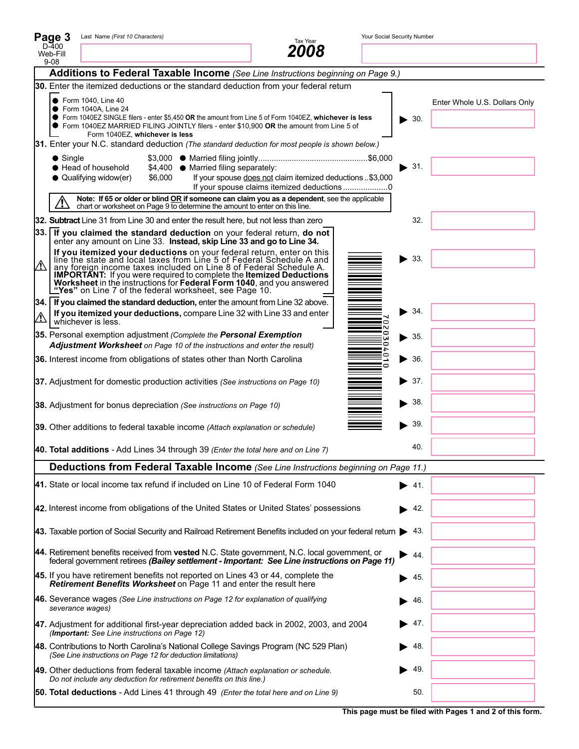**Page 3** D-400 Web-Fill 9-08

Last Name *(First 10 Characters)*

Tax Year **2008**

Your Social Security Number

## Additions to Federal Taxable Income *(See Line Instructions beginning on Page 9.)*

**30.** Enter the itemized deductions or the standard deduction from your federal return

- Form 1040, Line 40
- Form 1040A, Line 24
- Form 1040EZ SINGLE filers - enter $5,450 **OR** the amount from Line 5 of Form 1040EZ, **whichever is less**
- Form 1040EZ MARRIED FILING JOINTLY filers - enter $10,900 **OR** the amount from Line 5 of Form 1040EZ, **whichever is less**

Enter Whole U.S. Dollars Only

▶ 30.

**31.** Enter your N.C. standard deduction *(The standard deduction for most people is shown below.)*

- Single $3,000
- Head of household $4,400
- Qualifying widow(er) $6,000
- Married filing jointly $6,000
- Married filing separately:
  - If your spouse does not claim itemized deductions $3,000
  - If your spouse claims itemized deductions 0

▶ 31.

**Note: If 65 or older or blind OR if someone can claim you as a dependent**, see the applicable chart or worksheet on Page 9 to determine the amount to enter on this line.

**32. Subtract** Line 31 from Line 30 and enter the result here, but not less than zero — 32.

**33. If you claimed the standard deduction** on your federal return, **do not** enter any amount on Line 33. **Instead, skip Line 33 and go to Line 34.**
**If you itemized your deductions** on your federal return, enter on this line the state and local taxes from Line 5 of Federal Schedule A and any foreign income taxes included on Line 8 of Federal Schedule A.
**IMPORTANT:** If you were required to complete the **Itemized Deductions Worksheet** in the instructions for **Federal Form 1040**, and you answered **"Yes"** on Line 7 of the federal worksheet, see Page 10. — ▶ 33.

**34. If you claimed the standard deduction,** enter the amount from Line 32 above.
**If you itemized your deductions,** compare Line 32 with Line 33 and enter whichever is less. — ▶ 34.

**35.** Personal exemption adjustment *(Complete the* ***Personal Exemption Adjustment Worksheet*** *on Page 10 of the instructions and enter the result)* — ▶ 35.

**36.** Interest income from obligations of states other than North Carolina — ▶ 36.

**37.** Adjustment for domestic production activities *(See instructions on Page 10)* — ▶ 37.

**38.** Adjustment for bonus depreciation *(See instructions on Page 10)* — ▶ 38.

**39.** Other additions to federal taxable income *(Attach explanation or schedule)* — ▶ 39.

**40. Total additions** - Add Lines 34 through 39 *(Enter the total here and on Line 7)* — 40.

## Deductions from Federal Taxable Income *(See Line Instructions beginning on Page 11.)*

**41.** State or local income tax refund if included on Line 10 of Federal Form 1040 — ▶ 41.

**42.** Interest income from obligations of the United States or United States' possessions — ▶ 42.

**43.** Taxable portion of Social Security and Railroad Retirement Benefits included on your federal return — ▶ 43.

**44.** Retirement benefits received from **vested** N.C. State government, N.C. local government, or federal government retirees ***(Bailey settlement - Important: See Line instructions on Page 11)*** — ▶ 44.

**45.** If you have retirement benefits not reported on Lines 43 or 44, complete the ***Retirement Benefits Worksheet*** on Page 11 and enter the result here — ▶ 45.

**46.** Severance wages *(See Line instructions on Page 12 for explanation of qualifying severance wages)* — ▶ 46.

**47.** Adjustment for additional first-year depreciation added back in 2002, 2003, and 2004 *(**Important:** See Line instructions on Page 12)* — ▶ 47.

**48.** Contributions to North Carolina's National College Savings Program (NC 529 Plan) *(See Line instructions on Page 12 for deduction limitations)* — ▶ 48.

**49.** Other deductions from federal taxable income *(Attach explanation or schedule. Do not include any deduction for retirement benefits on this line.)* — ▶ 49.

**50. Total deductions** - Add Lines 41 through 49 *(Enter the total here and on Line 9)* — 50.

**This page must be filed with Pages 1 and 2 of this form.**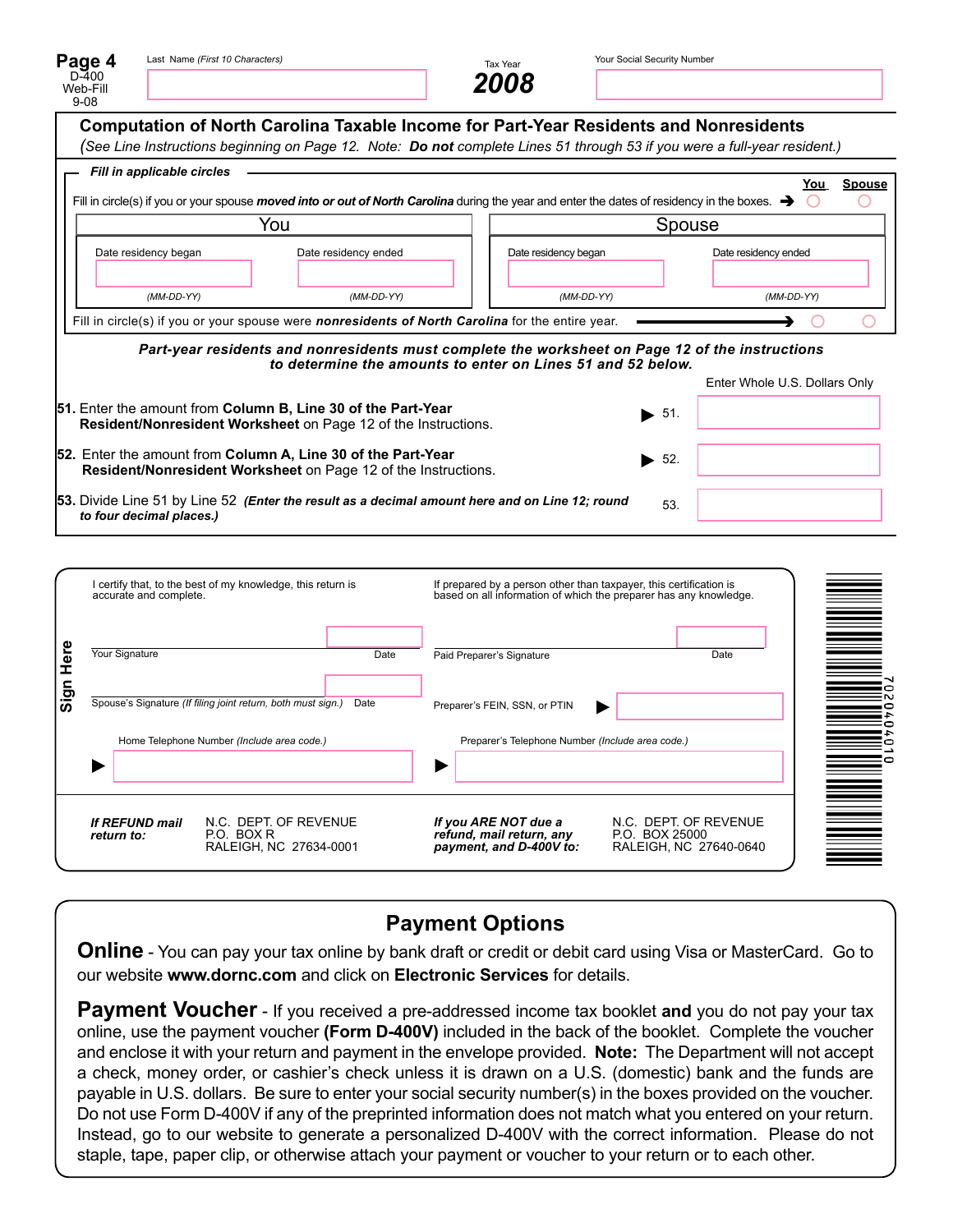**Page 4** D-400 Web-Fill 9-08

Last Name *(First 10 Characters)*

Tax Year **2008**

Your Social Security Number

## Computation of North Carolina Taxable Income for Part-Year Residents and Nonresidents

*(See Line Instructions beginning on Page 12. Note: **Do not** complete Lines 51 through 53 if you were a full-year resident.)*

***Fill in applicable circles***

| | You | Spouse |
|---|---|---|
| Fill in circle(s) if you or your spouse ***moved into or out of North Carolina*** during the year and enter the dates of residency in the boxes. ➔ | ○ | ○ |

| You | | Spouse | |
|---|---|---|---|
| Date residency began | Date residency ended | Date residency began | Date residency ended |
| *(MM-DD-YY)* | *(MM-DD-YY)* | *(MM-DD-YY)* | *(MM-DD-YY)* |

Fill in circle(s) if you or your spouse were ***nonresidents of North Carolina*** for the entire year. ➔ ○ ○

***Part-year residents and nonresidents must complete the worksheet on Page 12 of the instructions to determine the amounts to enter on Lines 51 and 52 below.***

Enter Whole U.S. Dollars Only

**51.** Enter the amount from **Column B, Line 30 of the Part-Year Resident/Nonresident Worksheet** on Page 12 of the Instructions. ▶ 51.

**52.** Enter the amount from **Column A, Line 30 of the Part-Year Resident/Nonresident Worksheet** on Page 12 of the Instructions. ▶ 52.

**53.** Divide Line 51 by Line 52 ***(Enter the result as a decimal amount here and on Line 12; round to four decimal places.)*** 53.

**Sign Here**

I certify that, to the best of my knowledge, this return is accurate and complete.

Your Signature — Date

Spouse's Signature *(If filing joint return, both must sign.)* — Date

Home Telephone Number *(Include area code.)* ▶

If prepared by a person other than taxpayer, this certification is based on all information of which the preparer has any knowledge.

Paid Preparer's Signature — Date

Preparer's FEIN, SSN, or PTIN ▶

Preparer's Telephone Number *(Include area code.)* ▶

***If REFUND mail return to:*** N.C. DEPT. OF REVENUE, P.O. BOX R, RALEIGH, NC 27634-0001

***If you ARE NOT due a refund, mail return, any payment, and D-400V to:*** N.C. DEPT. OF REVENUE, P.O. BOX 25000, RALEIGH, NC 27640-0640

702040401 0

## Payment Options

**Online** - You can pay your tax online by bank draft or credit or debit card using Visa or MasterCard. Go to our website **www.dornc.com** and click on **Electronic Services** for details.

**Payment Voucher** - If you received a pre-addressed income tax booklet **and** you do not pay your tax online, use the payment voucher **(Form D-400V)** included in the back of the booklet. Complete the voucher and enclose it with your return and payment in the envelope provided. **Note:** The Department will not accept a check, money order, or cashier's check unless it is drawn on a U.S. (domestic) bank and the funds are payable in U.S. dollars. Be sure to enter your social security number(s) in the boxes provided on the voucher. Do not use Form D-400V if any of the preprinted information does not match what you entered on your return. Instead, go to our website to generate a personalized D-400V with the correct information. Please do not staple, tape, paper clip, or otherwise attach your payment or voucher to your return or to each other.